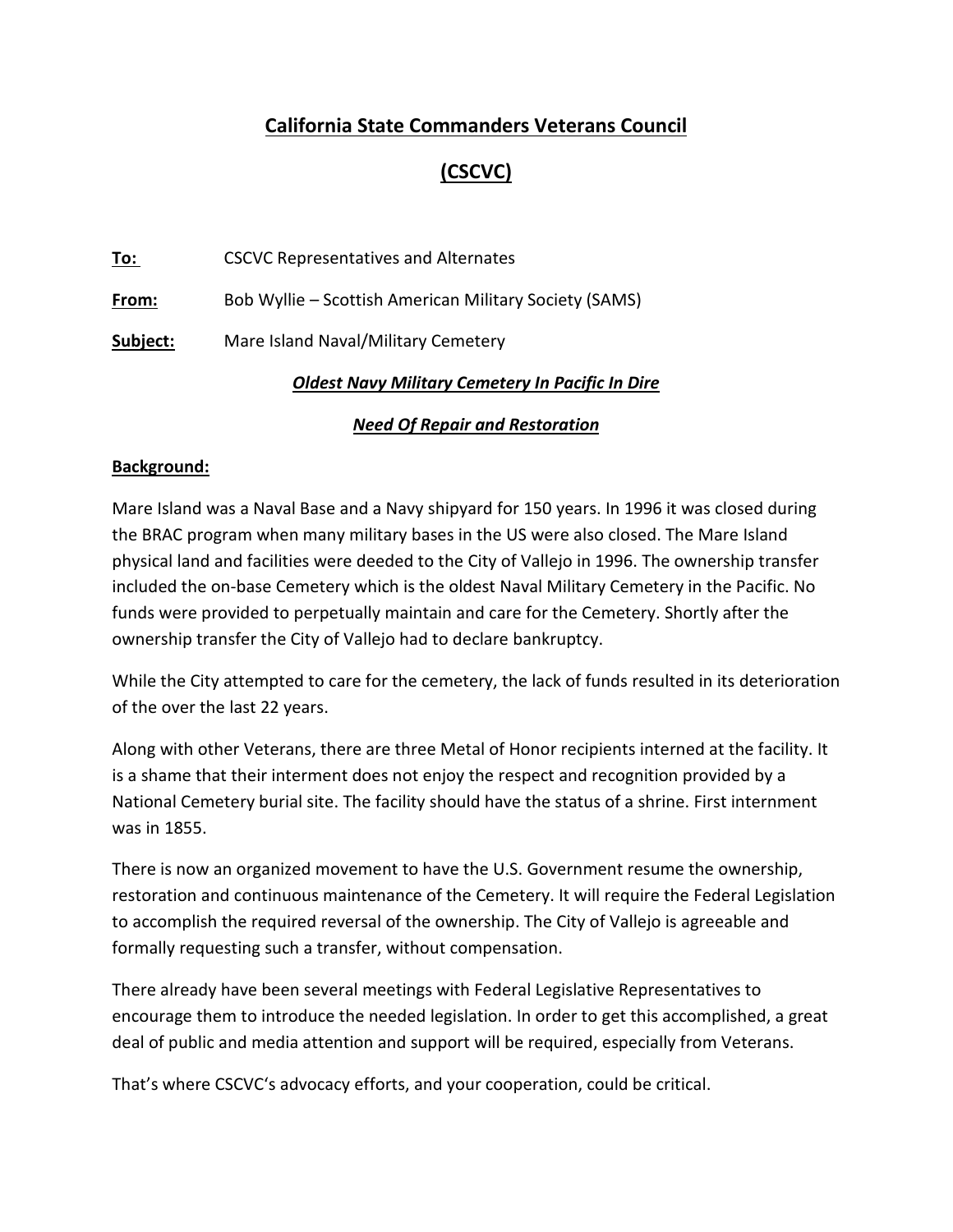# California State Commanders Veterans Council

# (CSCVC)

**To:** CSCVC Representatives and Alternates

**From:** Bob Wyllie – Scottish American Military Society (SAMS)

**Subject:** Mare Island Naval/Military Cemetery

## ***Oldest Navy Military Cemetery In Pacific In Dire Need Of Repair and Restoration***

**Background:**

Mare Island was a Naval Base and a Navy shipyard for 150 years. In 1996 it was closed during the BRAC program when many military bases in the US were also closed. The Mare Island physical land and facilities were deeded to the City of Vallejo in 1996. The ownership transfer included the on-base Cemetery which is the oldest Naval Military Cemetery in the Pacific. No funds were provided to perpetually maintain and care for the Cemetery. Shortly after the ownership transfer the City of Vallejo had to declare bankruptcy.

While the City attempted to care for the cemetery, the lack of funds resulted in its deterioration of the over the last 22 years.

Along with other Veterans, there are three Metal of Honor recipients interned at the facility. It is a shame that their interment does not enjoy the respect and recognition provided by a National Cemetery burial site. The facility should have the status of a shrine. First internment was in 1855.

There is now an organized movement to have the U.S. Government resume the ownership, restoration and continuous maintenance of the Cemetery. It will require the Federal Legislation to accomplish the required reversal of the ownership. The City of Vallejo is agreeable and formally requesting such a transfer, without compensation.

There already have been several meetings with Federal Legislative Representatives to encourage them to introduce the needed legislation. In order to get this accomplished, a great deal of public and media attention and support will be required, especially from Veterans.

That's where CSCVC's advocacy efforts, and your cooperation, could be critical.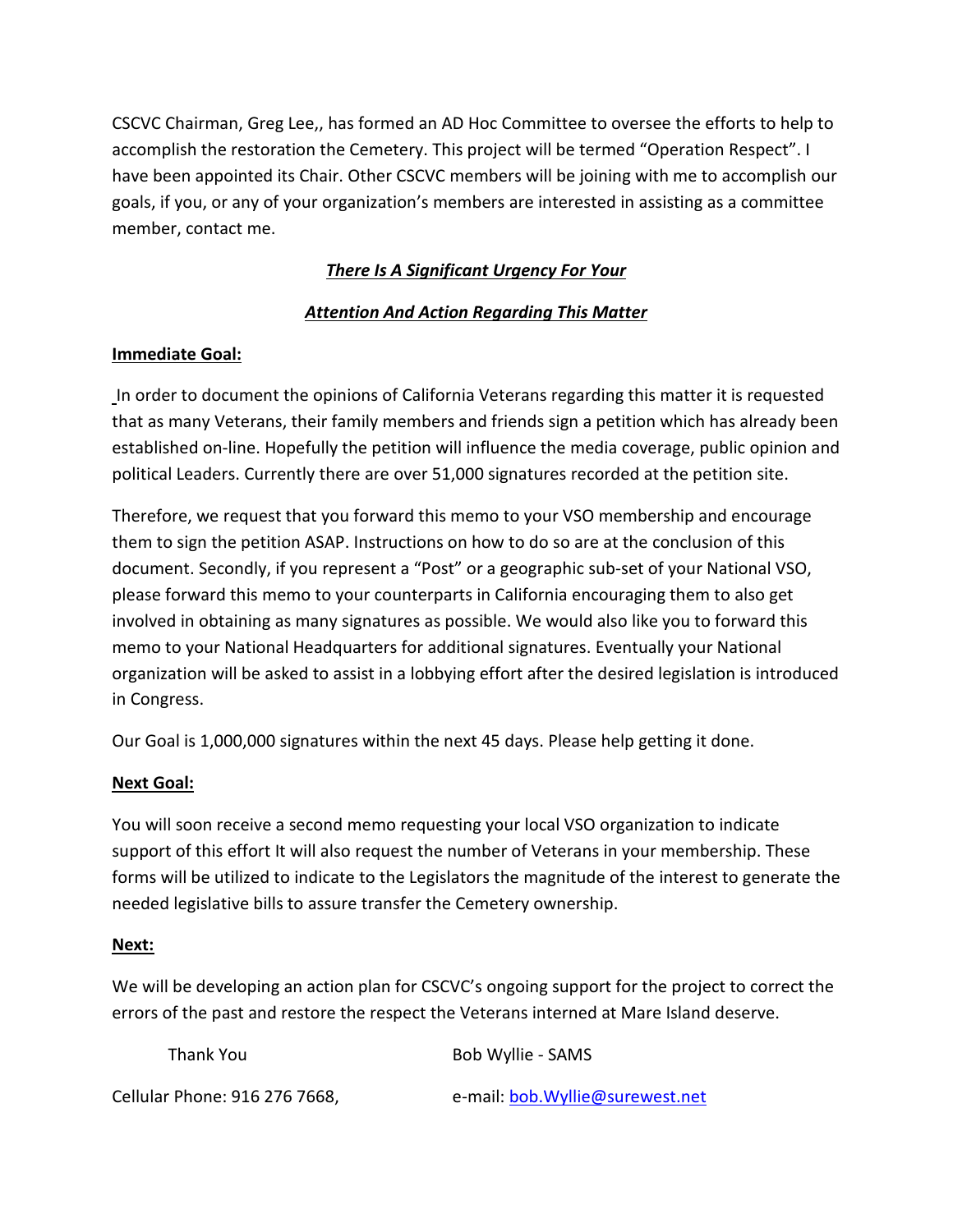CSCVC Chairman, Greg Lee,, has formed an AD Hoc Committee to oversee the efforts to help to accomplish the restoration the Cemetery. This project will be termed "Operation Respect". I have been appointed its Chair. Other CSCVC members will be joining with me to accomplish our goals, if you, or any of your organization's members are interested in assisting as a committee member, contact me.

***<u>There Is A Significant Urgency For Your</u>***

***<u>Attention And Action Regarding This Matter</u>***

**<u>Immediate Goal:</u>**

In order to document the opinions of California Veterans regarding this matter it is requested that as many Veterans, their family members and friends sign a petition which has already been established on-line. Hopefully the petition will influence the media coverage, public opinion and political Leaders. Currently there are over 51,000 signatures recorded at the petition site.

Therefore, we request that you forward this memo to your VSO membership and encourage them to sign the petition ASAP. Instructions on how to do so are at the conclusion of this document. Secondly, if you represent a "Post" or a geographic sub-set of your National VSO, please forward this memo to your counterparts in California encouraging them to also get involved in obtaining as many signatures as possible. We would also like you to forward this memo to your National Headquarters for additional signatures. Eventually your National organization will be asked to assist in a lobbying effort after the desired legislation is introduced in Congress.

Our Goal is 1,000,000 signatures within the next 45 days. Please help getting it done.

**<u>Next Goal:</u>**

You will soon receive a second memo requesting your local VSO organization to indicate support of this effort It will also request the number of Veterans in your membership. These forms will be utilized to indicate to the Legislators the magnitude of the interest to generate the needed legislative bills to assure transfer the Cemetery ownership.

**<u>Next:</u>**

We will be developing an action plan for CSCVC's ongoing support for the project to correct the errors of the past and restore the respect the Veterans interned at Mare Island deserve.

Thank You — Bob Wyllie - SAMS

Cellular Phone: 916 276 7668, — e-mail: bob.Wyllie@surewest.net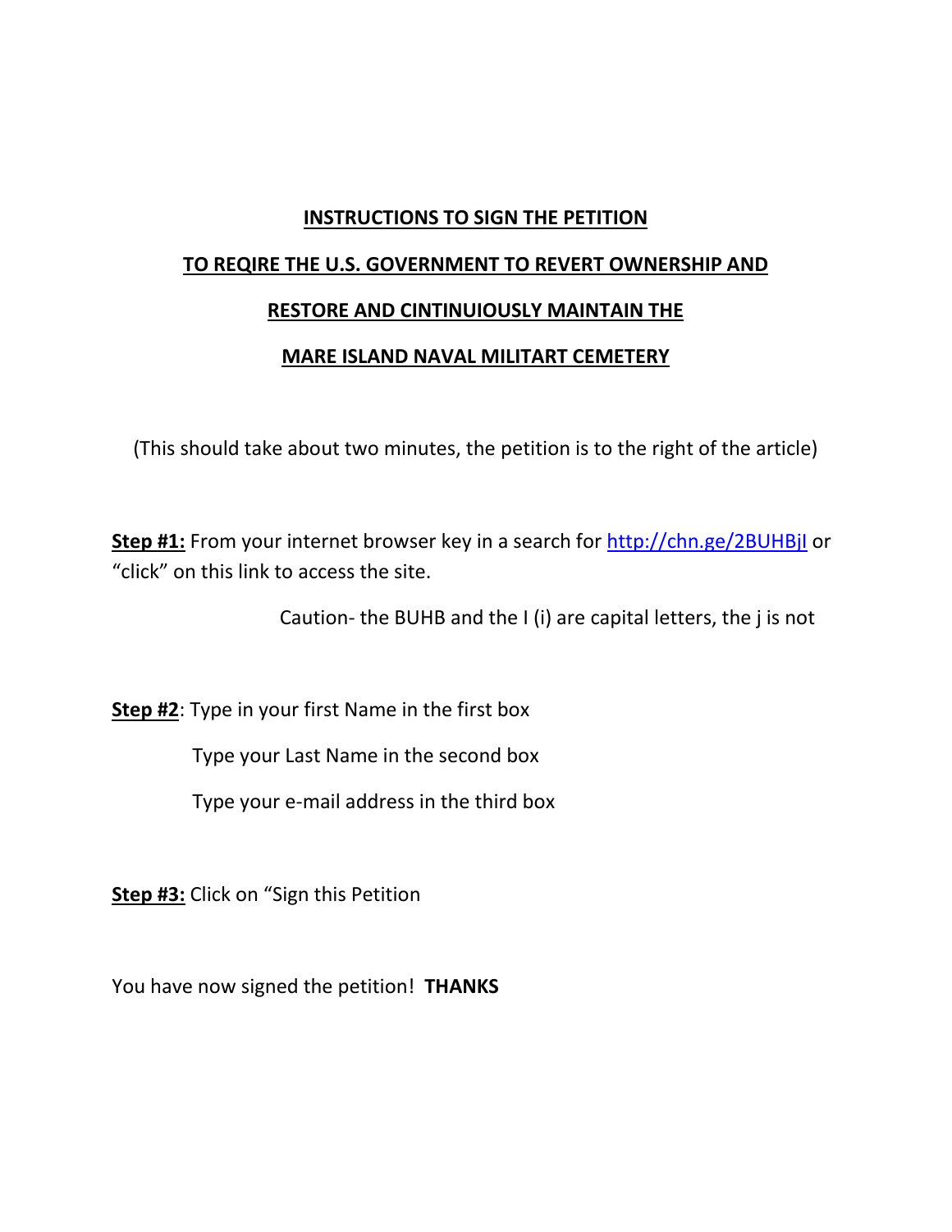## INSTRUCTIONS TO SIGN THE PETITION

## TO REQIRE THE U.S. GOVERNMENT TO REVERT OWNERSHIP AND

## RESTORE AND CINTINUIOUSLY MAINTAIN THE

## MARE ISLAND NAVAL MILITART CEMETERY

(This should take about two minutes, the petition is to the right of the article)

**Step #1:** From your internet browser key in a search for http://chn.ge/2BUHBjI or "click" on this link to access the site.

Caution- the BUHB and the I (i) are capital letters, the j is not

**Step #2**: Type in your first Name in the first box

Type your Last Name in the second box

Type your e-mail address in the third box

**Step #3:** Click on "Sign this Petition

You have now signed the petition! **THANKS**